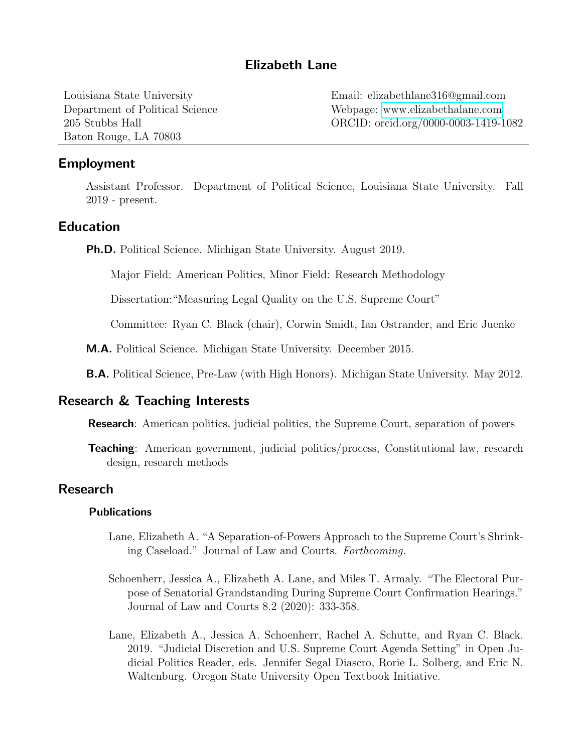# Elizabeth Lane

Louisiana State University
Department of Political Science
205 Stubbs Hall
Baton Rouge, LA 70803

Email: elizabethlane316@gmail.com
Webpage: www.elizabethalane.com
ORCID: orcid.org/0000-0003-1419-1082

## Employment

Assistant Professor. Department of Political Science, Louisiana State University. Fall 2019 - present.

## Education

**Ph.D.** Political Science. Michigan State University. August 2019.

Major Field: American Politics, Minor Field: Research Methodology

Dissertation: "Measuring Legal Quality on the U.S. Supreme Court"

Committee: Ryan C. Black (chair), Corwin Smidt, Ian Ostrander, and Eric Juenke

**M.A.** Political Science. Michigan State University. December 2015.

**B.A.** Political Science, Pre-Law (with High Honors). Michigan State University. May 2012.

## Research & Teaching Interests

**Research**: American politics, judicial politics, the Supreme Court, separation of powers

**Teaching**: American government, judicial politics/process, Constitutional law, research design, research methods

## Research

### Publications

Lane, Elizabeth A. "A Separation-of-Powers Approach to the Supreme Court's Shrinking Caseload." Journal of Law and Courts. *Forthcoming.*

Schoenherr, Jessica A., Elizabeth A. Lane, and Miles T. Armaly. "The Electoral Purpose of Senatorial Grandstanding During Supreme Court Confirmation Hearings." Journal of Law and Courts 8.2 (2020): 333-358.

Lane, Elizabeth A., Jessica A. Schoenherr, Rachel A. Schutte, and Ryan C. Black. 2019. "Judicial Discretion and U.S. Supreme Court Agenda Setting" in Open Judicial Politics Reader, eds. Jennifer Segal Diascro, Rorie L. Solberg, and Eric N. Waltenburg. Oregon State University Open Textbook Initiative.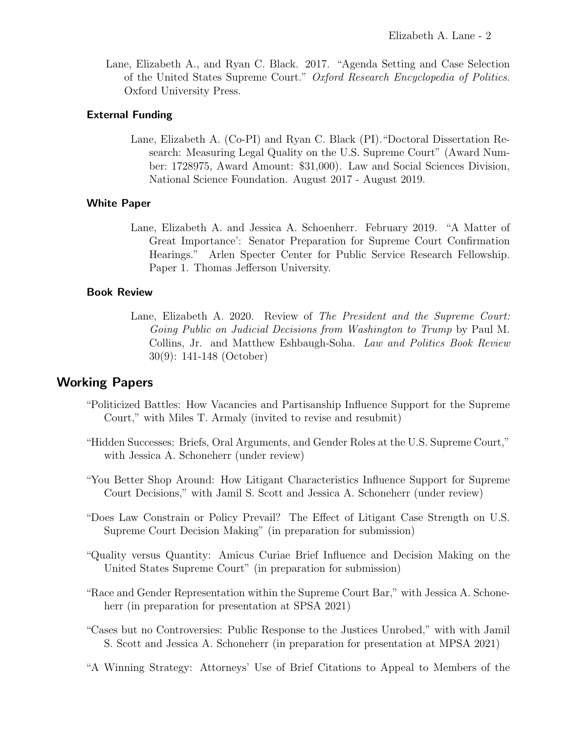Lane, Elizabeth A., and Ryan C. Black. 2017. "Agenda Setting and Case Selection of the United States Supreme Court." *Oxford Research Encyclopedia of Politics*. Oxford University Press.

### External Funding

Lane, Elizabeth A. (Co-PI) and Ryan C. Black (PI)."Doctoral Dissertation Research: Measuring Legal Quality on the U.S. Supreme Court" (Award Number: 1728975, Award Amount: $31,000). Law and Social Sciences Division, National Science Foundation. August 2017 - August 2019.

### White Paper

Lane, Elizabeth A. and Jessica A. Schoenherr. February 2019. "A Matter of Great Importance': Senator Preparation for Supreme Court Confirmation Hearings." Arlen Specter Center for Public Service Research Fellowship. Paper 1. Thomas Jefferson University.

### Book Review

Lane, Elizabeth A. 2020. Review of *The President and the Supreme Court: Going Public on Judicial Decisions from Washington to Trump* by Paul M. Collins, Jr. and Matthew Eshbaugh-Soha. *Law and Politics Book Review* 30(9): 141-148 (October)

## Working Papers

"Politicized Battles: How Vacancies and Partisanship Influence Support for the Supreme Court," with Miles T. Armaly (invited to revise and resubmit)

"Hidden Successes: Briefs, Oral Arguments, and Gender Roles at the U.S. Supreme Court," with Jessica A. Schoneherr (under review)

"You Better Shop Around: How Litigant Characteristics Influence Support for Supreme Court Decisions," with Jamil S. Scott and Jessica A. Schoneherr (under review)

"Does Law Constrain or Policy Prevail? The Effect of Litigant Case Strength on U.S. Supreme Court Decision Making" (in preparation for submission)

"Quality versus Quantity: Amicus Curiae Brief Influence and Decision Making on the United States Supreme Court" (in preparation for submission)

"Race and Gender Representation within the Supreme Court Bar," with Jessica A. Schoneherr (in preparation for presentation at SPSA 2021)

"Cases but no Controversies: Public Response to the Justices Unrobed," with with Jamil S. Scott and Jessica A. Schoneherr (in preparation for presentation at MPSA 2021)

"A Winning Strategy: Attorneys' Use of Brief Citations to Appeal to Members of the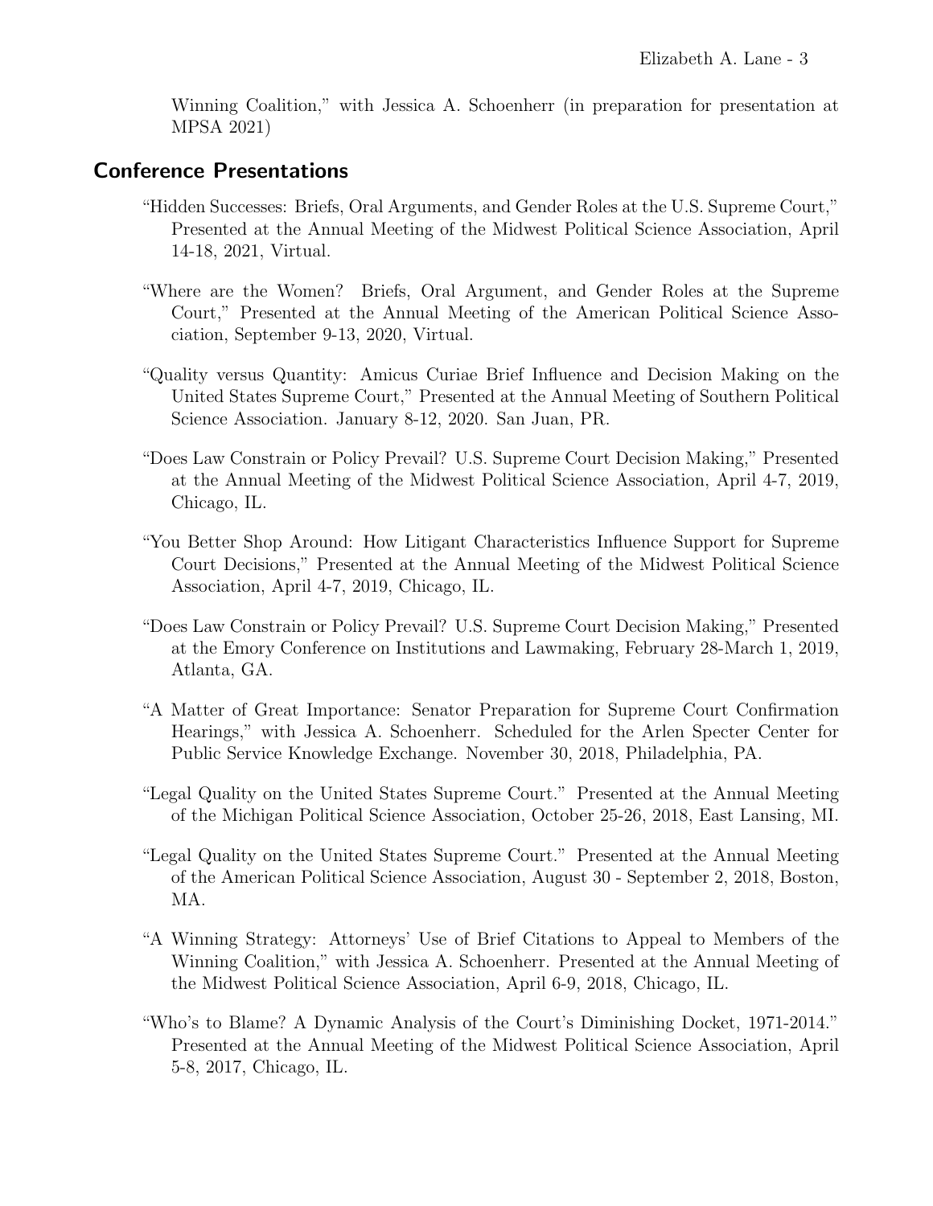Winning Coalition," with Jessica A. Schoenherr (in preparation for presentation at MPSA 2021)

## Conference Presentations

"Hidden Successes: Briefs, Oral Arguments, and Gender Roles at the U.S. Supreme Court," Presented at the Annual Meeting of the Midwest Political Science Association, April 14-18, 2021, Virtual.

"Where are the Women? Briefs, Oral Argument, and Gender Roles at the Supreme Court," Presented at the Annual Meeting of the American Political Science Association, September 9-13, 2020, Virtual.

"Quality versus Quantity: Amicus Curiae Brief Influence and Decision Making on the United States Supreme Court," Presented at the Annual Meeting of Southern Political Science Association. January 8-12, 2020. San Juan, PR.

"Does Law Constrain or Policy Prevail? U.S. Supreme Court Decision Making," Presented at the Annual Meeting of the Midwest Political Science Association, April 4-7, 2019, Chicago, IL.

"You Better Shop Around: How Litigant Characteristics Influence Support for Supreme Court Decisions," Presented at the Annual Meeting of the Midwest Political Science Association, April 4-7, 2019, Chicago, IL.

"Does Law Constrain or Policy Prevail? U.S. Supreme Court Decision Making," Presented at the Emory Conference on Institutions and Lawmaking, February 28-March 1, 2019, Atlanta, GA.

"A Matter of Great Importance: Senator Preparation for Supreme Court Confirmation Hearings," with Jessica A. Schoenherr. Scheduled for the Arlen Specter Center for Public Service Knowledge Exchange. November 30, 2018, Philadelphia, PA.

"Legal Quality on the United States Supreme Court." Presented at the Annual Meeting of the Michigan Political Science Association, October 25-26, 2018, East Lansing, MI.

"Legal Quality on the United States Supreme Court." Presented at the Annual Meeting of the American Political Science Association, August 30 - September 2, 2018, Boston, MA.

"A Winning Strategy: Attorneys' Use of Brief Citations to Appeal to Members of the Winning Coalition," with Jessica A. Schoenherr. Presented at the Annual Meeting of the Midwest Political Science Association, April 6-9, 2018, Chicago, IL.

"Who's to Blame? A Dynamic Analysis of the Court's Diminishing Docket, 1971-2014." Presented at the Annual Meeting of the Midwest Political Science Association, April 5-8, 2017, Chicago, IL.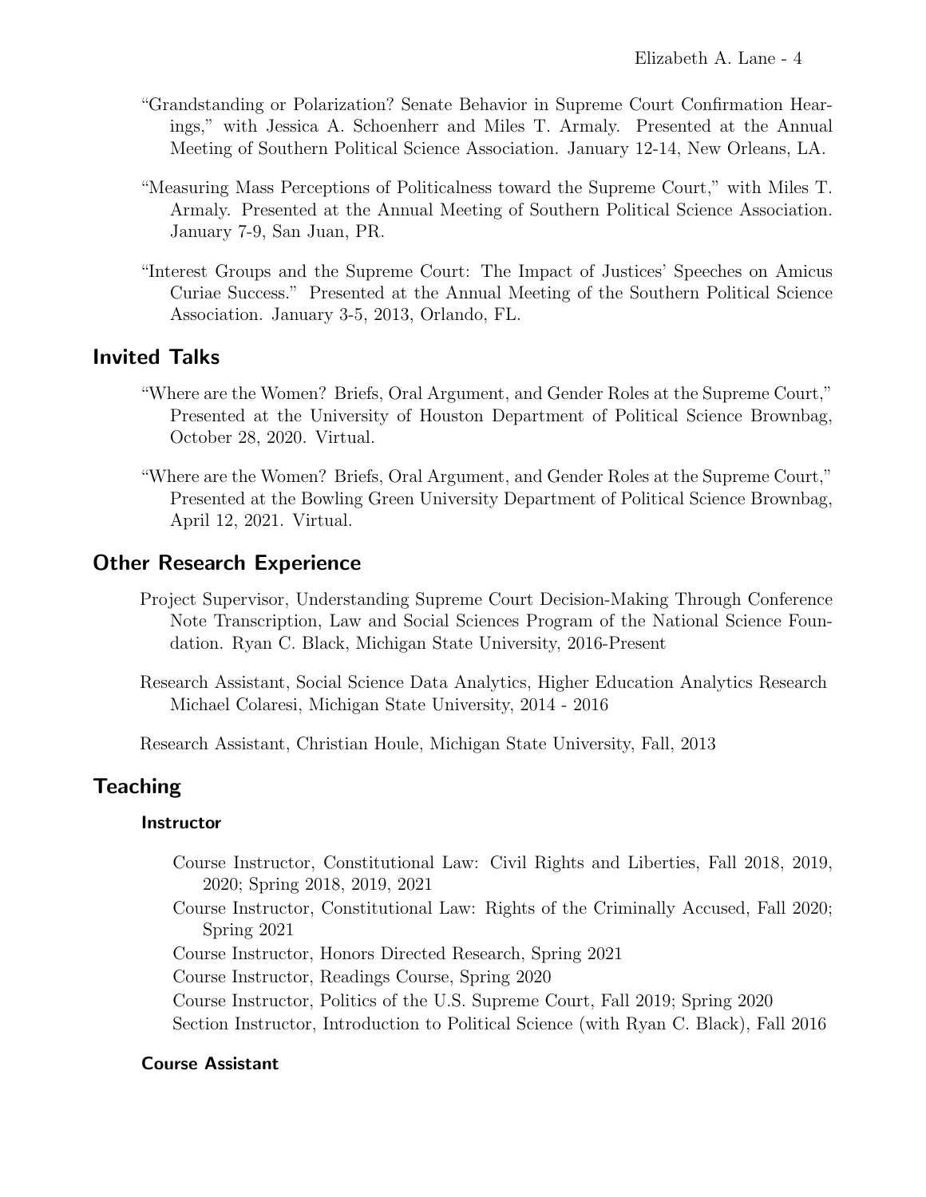"Grandstanding or Polarization? Senate Behavior in Supreme Court Confirmation Hearings," with Jessica A. Schoenherr and Miles T. Armaly. Presented at the Annual Meeting of Southern Political Science Association. January 12-14, New Orleans, LA.

"Measuring Mass Perceptions of Politicalness toward the Supreme Court," with Miles T. Armaly. Presented at the Annual Meeting of Southern Political Science Association. January 7-9, San Juan, PR.

"Interest Groups and the Supreme Court: The Impact of Justices' Speeches on Amicus Curiae Success." Presented at the Annual Meeting of the Southern Political Science Association. January 3-5, 2013, Orlando, FL.

## Invited Talks

"Where are the Women? Briefs, Oral Argument, and Gender Roles at the Supreme Court," Presented at the University of Houston Department of Political Science Brownbag, October 28, 2020. Virtual.

"Where are the Women? Briefs, Oral Argument, and Gender Roles at the Supreme Court," Presented at the Bowling Green University Department of Political Science Brownbag, April 12, 2021. Virtual.

## Other Research Experience

Project Supervisor, Understanding Supreme Court Decision-Making Through Conference Note Transcription, Law and Social Sciences Program of the National Science Foundation. Ryan C. Black, Michigan State University, 2016-Present

Research Assistant, Social Science Data Analytics, Higher Education Analytics Research Michael Colaresi, Michigan State University, 2014 - 2016

Research Assistant, Christian Houle, Michigan State University, Fall, 2013

## Teaching

### Instructor

Course Instructor, Constitutional Law: Civil Rights and Liberties, Fall 2018, 2019, 2020; Spring 2018, 2019, 2021

Course Instructor, Constitutional Law: Rights of the Criminally Accused, Fall 2020; Spring 2021

Course Instructor, Honors Directed Research, Spring 2021

Course Instructor, Readings Course, Spring 2020

Course Instructor, Politics of the U.S. Supreme Court, Fall 2019; Spring 2020

Section Instructor, Introduction to Political Science (with Ryan C. Black), Fall 2016

### Course Assistant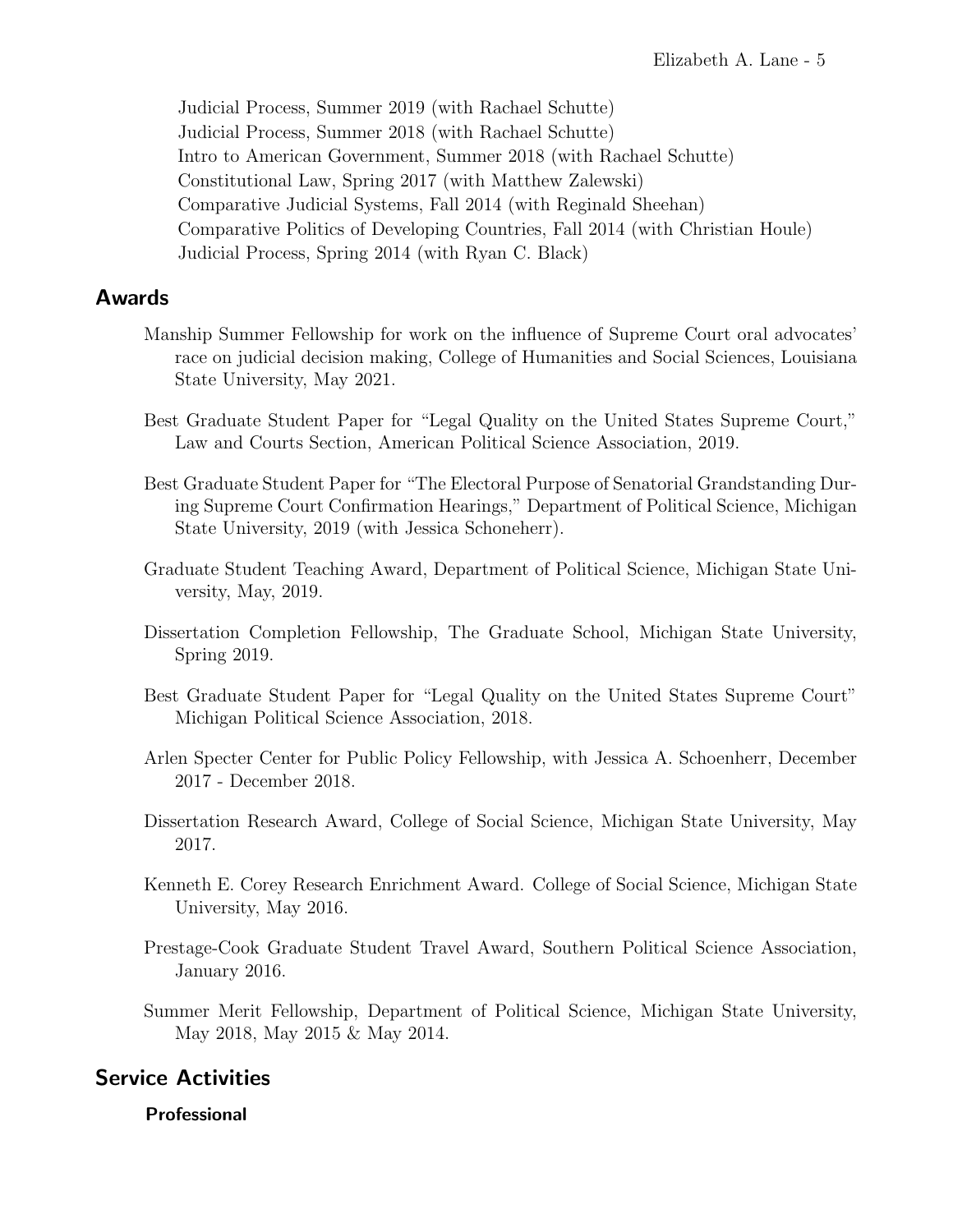Judicial Process, Summer 2019 (with Rachael Schutte)
Judicial Process, Summer 2018 (with Rachael Schutte)
Intro to American Government, Summer 2018 (with Rachael Schutte)
Constitutional Law, Spring 2017 (with Matthew Zalewski)
Comparative Judicial Systems, Fall 2014 (with Reginald Sheehan)
Comparative Politics of Developing Countries, Fall 2014 (with Christian Houle)
Judicial Process, Spring 2014 (with Ryan C. Black)

## Awards

Manship Summer Fellowship for work on the influence of Supreme Court oral advocates' race on judicial decision making, College of Humanities and Social Sciences, Louisiana State University, May 2021.

Best Graduate Student Paper for "Legal Quality on the United States Supreme Court," Law and Courts Section, American Political Science Association, 2019.

Best Graduate Student Paper for "The Electoral Purpose of Senatorial Grandstanding During Supreme Court Confirmation Hearings," Department of Political Science, Michigan State University, 2019 (with Jessica Schoneherr).

Graduate Student Teaching Award, Department of Political Science, Michigan State University, May, 2019.

Dissertation Completion Fellowship, The Graduate School, Michigan State University, Spring 2019.

Best Graduate Student Paper for "Legal Quality on the United States Supreme Court" Michigan Political Science Association, 2018.

Arlen Specter Center for Public Policy Fellowship, with Jessica A. Schoenherr, December 2017 - December 2018.

Dissertation Research Award, College of Social Science, Michigan State University, May 2017.

Kenneth E. Corey Research Enrichment Award. College of Social Science, Michigan State University, May 2016.

Prestage-Cook Graduate Student Travel Award, Southern Political Science Association, January 2016.

Summer Merit Fellowship, Department of Political Science, Michigan State University, May 2018, May 2015 & May 2014.

## Service Activities

### Professional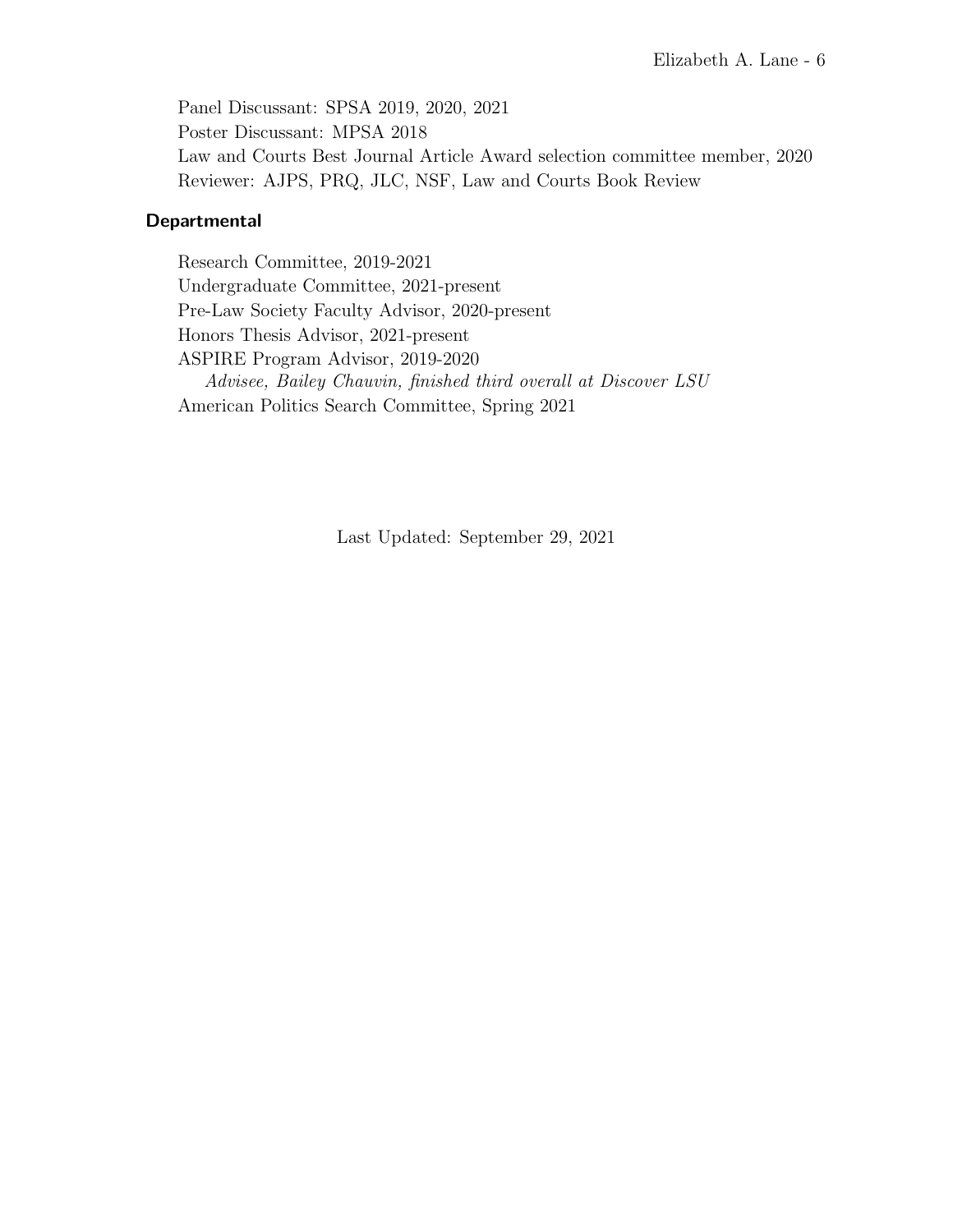Panel Discussant: SPSA 2019, 2020, 2021
Poster Discussant: MPSA 2018
Law and Courts Best Journal Article Award selection committee member, 2020
Reviewer: AJPS, PRQ, JLC, NSF, Law and Courts Book Review

### Departmental

Research Committee, 2019-2021
Undergraduate Committee, 2021-present
Pre-Law Society Faculty Advisor, 2020-present
Honors Thesis Advisor, 2021-present
ASPIRE Program Advisor, 2019-2020
*Advisee, Bailey Chauvin, finished third overall at Discover LSU*
American Politics Search Committee, Spring 2021

Last Updated: September 29, 2021